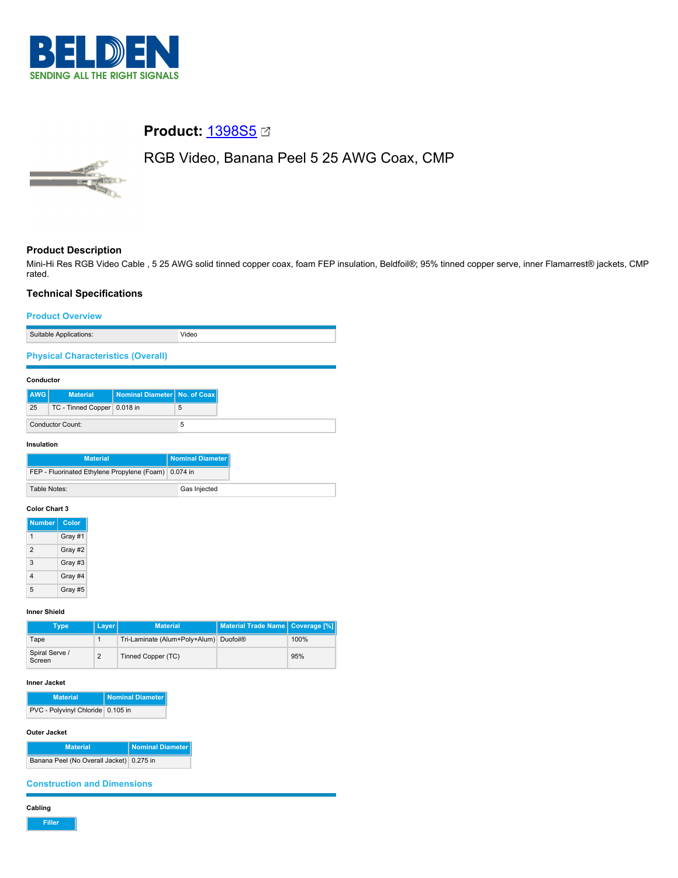# Product: 1398S5

## RGB Video, Banana Peel 5 25 AWG Coax, CMP

### Product Description

Mini-Hi Res RGB Video Cable , 5 25 AWG solid tinned copper coax, foam FEP insulation, Beldfoil®; 95% tinned copper serve, inner Flamarrest® jackets, CMP rated.

### Technical Specifications

#### Product Overview

| Suitable Applications: | Video |
|---|---|

#### Physical Characteristics (Overall)

**Conductor**

| AWG | Material | Nominal Diameter | No. of Coax |
|---|---|---|---|
| 25 | TC - Tinned Copper | 0.018 in | 5 |

| Conductor Count: | 5 |
|---|---|

**Insulation**

| Material | Nominal Diameter |
|---|---|
| FEP - Fluorinated Ethylene Propylene (Foam) | 0.074 in |

| Table Notes: | Gas Injected |
|---|---|

**Color Chart 3**

| Number | Color |
|---|---|
| 1 | Gray #1 |
| 2 | Gray #2 |
| 3 | Gray #3 |
| 4 | Gray #4 |
| 5 | Gray #5 |

**Inner Shield**

| Type | Layer | Material | Material Trade Name | Coverage [%] |
|---|---|---|---|---|
| Tape | 1 | Tri-Laminate (Alum+Poly+Alum) | Duofoil® | 100% |
| Spiral Serve / Screen | 2 | Tinned Copper (TC) | | 95% |

**Inner Jacket**

| Material | Nominal Diameter |
|---|---|
| PVC - Polyvinyl Chloride | 0.105 in |

**Outer Jacket**

| Material | Nominal Diameter |
|---|---|
| Banana Peel (No Overall Jacket) | 0.275 in |

#### Construction and Dimensions

**Cabling**

| Filler |
|---|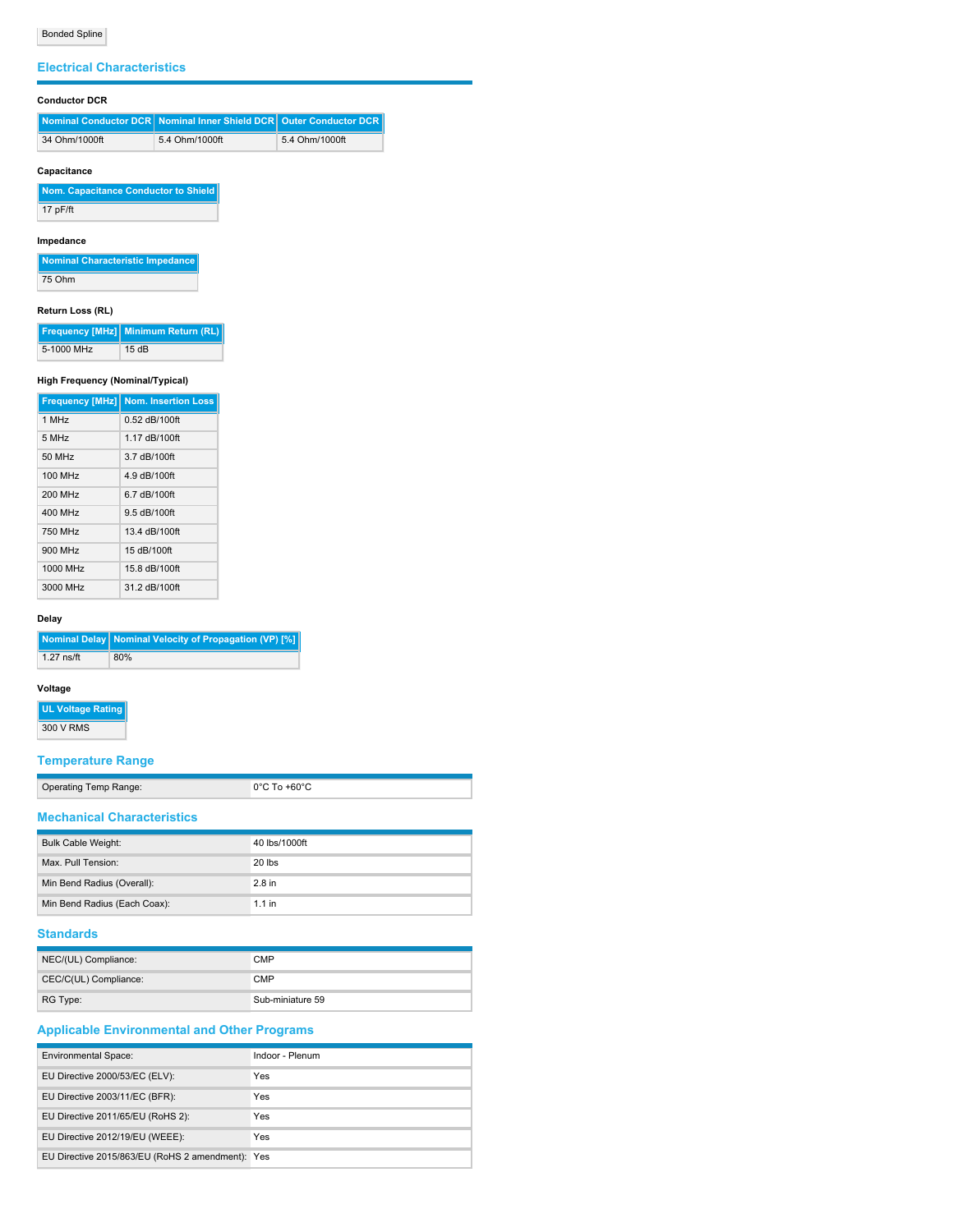| Bonded Spline |
|---|

## Electrical Characteristics

### Conductor DCR

| Nominal Conductor DCR | Nominal Inner Shield DCR | Outer Conductor DCR |
|---|---|---|
| 34 Ohm/1000ft | 5.4 Ohm/1000ft | 5.4 Ohm/1000ft |

### Capacitance

| Nom. Capacitance Conductor to Shield |
|---|
| 17 pF/ft |

### Impedance

| Nominal Characteristic Impedance |
|---|
| 75 Ohm |

### Return Loss (RL)

| Frequency [MHz] | Minimum Return (RL) |
|---|---|
| 5-1000 MHz | 15 dB |

### High Frequency (Nominal/Typical)

| Frequency [MHz] | Nom. Insertion Loss |
|---|---|
| 1 MHz | 0.52 dB/100ft |
| 5 MHz | 1.17 dB/100ft |
| 50 MHz | 3.7 dB/100ft |
| 100 MHz | 4.9 dB/100ft |
| 200 MHz | 6.7 dB/100ft |
| 400 MHz | 9.5 dB/100ft |
| 750 MHz | 13.4 dB/100ft |
| 900 MHz | 15 dB/100ft |
| 1000 MHz | 15.8 dB/100ft |
| 3000 MHz | 31.2 dB/100ft |

### Delay

| Nominal Delay | Nominal Velocity of Propagation (VP) [%] |
|---|---|
| 1.27 ns/ft | 80% |

### Voltage

| UL Voltage Rating |
|---|
| 300 V RMS |

## Temperature Range

| | |
|---|---|
| Operating Temp Range: | 0°C To +60°C |

## Mechanical Characteristics

| | |
|---|---|
| Bulk Cable Weight: | 40 lbs/1000ft |
| Max. Pull Tension: | 20 lbs |
| Min Bend Radius (Overall): | 2.8 in |
| Min Bend Radius (Each Coax): | 1.1 in |

## Standards

| | |
|---|---|
| NEC/(UL) Compliance: | CMP |
| CEC/C(UL) Compliance: | CMP |
| RG Type: | Sub-miniature 59 |

## Applicable Environmental and Other Programs

| | |
|---|---|
| Environmental Space: | Indoor - Plenum |
| EU Directive 2000/53/EC (ELV): | Yes |
| EU Directive 2003/11/EC (BFR): | Yes |
| EU Directive 2011/65/EU (RoHS 2): | Yes |
| EU Directive 2012/19/EU (WEEE): | Yes |
| EU Directive 2015/863/EU (RoHS 2 amendment): | Yes |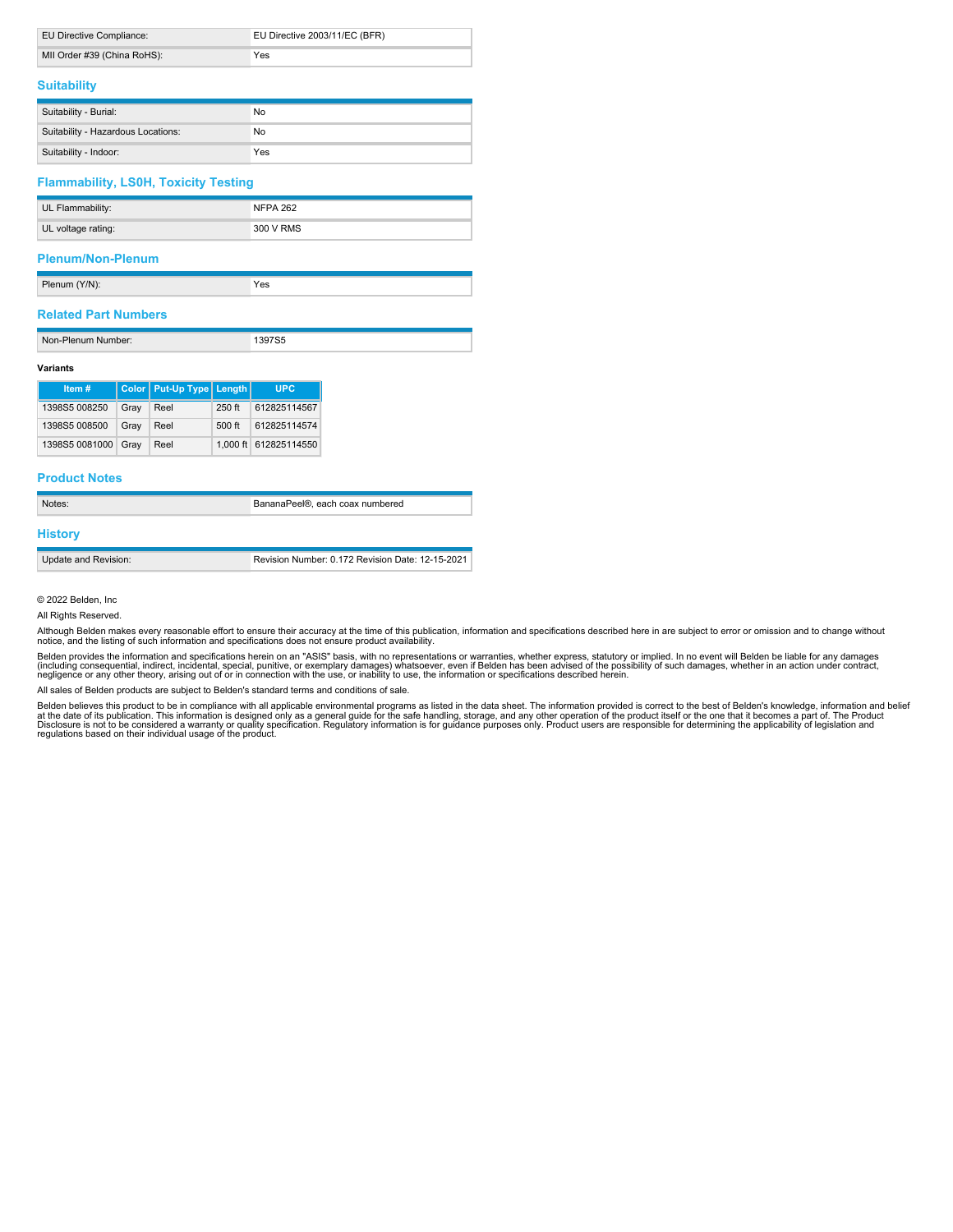| | |
|---|---|
| EU Directive Compliance: | EU Directive 2003/11/EC (BFR) |
| MII Order #39 (China RoHS): | Yes |

## Suitability

| | |
|---|---|
| Suitability - Burial: | No |
| Suitability - Hazardous Locations: | No |
| Suitability - Indoor: | Yes |

## Flammability, LS0H, Toxicity Testing

| | |
|---|---|
| UL Flammability: | NFPA 262 |
| UL voltage rating: | 300 V RMS |

## Plenum/Non-Plenum

| | |
|---|---|
| Plenum (Y/N): | Yes |

## Related Part Numbers

| | |
|---|---|
| Non-Plenum Number: | 1397S5 |

**Variants**

| Item # | Color | Put-Up Type | Length | UPC |
|---|---|---|---|---|
| 1398S5 008250 | Gray | Reel | 250 ft | 612825114567 |
| 1398S5 008500 | Gray | Reel | 500 ft | 612825114574 |
| 1398S5 0081000 | Gray | Reel | 1,000 ft | 612825114550 |

## Product Notes

| | |
|---|---|
| Notes: | BananaPeel®, each coax numbered |

## History

| | |
|---|---|
| Update and Revision: | Revision Number: 0.172 Revision Date: 12-15-2021 |

© 2022 Belden, Inc

All Rights Reserved.

Although Belden makes every reasonable effort to ensure their accuracy at the time of this publication, information and specifications described here in are subject to error or omission and to change without notice, and the listing of such information and specifications does not ensure product availability.

Belden provides the information and specifications herein on an "ASIS" basis, with no representations or warranties, whether express, statutory or implied. In no event will Belden be liable for any damages (including consequential, indirect, incidental, special, punitive, or exemplary damages) whatsoever, even if Belden has been advised of the possibility of such damages, whether in an action under contract, negligence or any other theory, arising out of or in connection with the use, or inability to use, the information or specifications described herein.

All sales of Belden products are subject to Belden's standard terms and conditions of sale.

Belden believes this product to be in compliance with all applicable environmental programs as listed in the data sheet. The information provided is correct to the best of Belden's knowledge, information and belief at the date of its publication. This information is designed only as a general guide for the safe handling, storage, and any other operation of the product itself or the one that it becomes a part of. The Product Disclosure is not to be considered a warranty or quality specification. Regulatory information is for guidance purposes only. Product users are responsible for determining the applicability of legislation and regulations based on their individual usage of the product.